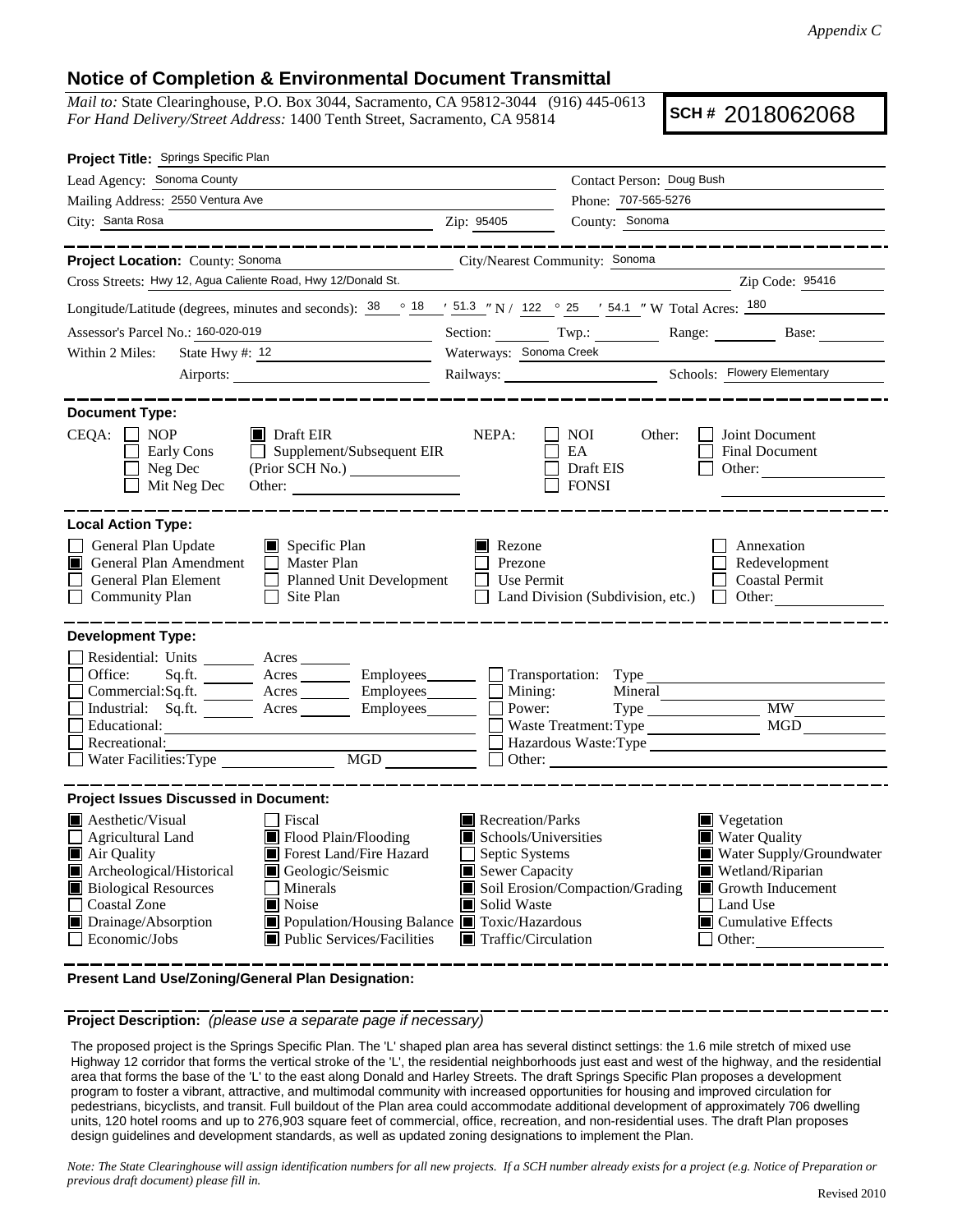*Appendix C*

## Notice of Completion & Environmental Document Transmittal

*Mail to:* State Clearinghouse, P.O. Box 3044, Sacramento, CA 95812-3044 (916) 445-0613
*For Hand Delivery/Street Address:* 1400 Tenth Street, Sacramento, CA 95814

**SCH #** 2018062068

**Project Title:** Springs Specific Plan

Lead Agency: Sonoma County — Contact Person: Doug Bush
Mailing Address: 2550 Ventura Ave — Phone: 707-565-5276
City: Santa Rosa — Zip: 95405 — County: Sonoma

---

**Project Location:** County: Sonoma — City/Nearest Community: Sonoma
Cross Streets: Hwy 12, Agua Caliente Road, Hwy 12/Donald St. — Zip Code: 95416
Longitude/Latitude (degrees, minutes and seconds): 38 ° 18 ′ 51.3 ″ N / 122 ° 25 ′ 54.1 ″ W Total Acres: 180
Assessor's Parcel No.: 160-020-019 — Section: ___ Twp.: ___ Range: ___ Base: ___
Within 2 Miles: State Hwy #: 12 — Waterways: Sonoma Creek
Airports: ___ — Railways: ___ — Schools: Flowery Elementary

---

**Document Type:**

CEQA: ☐ NOP ☐ Early Cons ☐ Neg Dec ☐ Mit Neg Dec ■ Draft EIR ☐ Supplement/Subsequent EIR (Prior SCH No.) ___ Other: ___

NEPA: ☐ NOI ☐ EA ☐ Draft EIS ☐ FONSI

Other: ☐ Joint Document ☐ Final Document ☐ Other: ___

---

**Local Action Type:**

☐ General Plan Update
■ General Plan Amendment
☐ General Plan Element
☐ Community Plan
■ Specific Plan
☐ Master Plan
☐ Planned Unit Development
☐ Site Plan
■ Rezone
☐ Prezone
☐ Use Permit
☐ Land Division (Subdivision, etc.)
☐ Annexation
☐ Redevelopment
☐ Coastal Permit
☐ Other: ___

---

**Development Type:**

☐ Residential: Units ___ Acres ___
☐ Office: Sq.ft. ___ Acres ___ Employees ___
☐ Commercial: Sq.ft. ___ Acres ___ Employees ___
☐ Industrial: Sq.ft. ___ Acres ___ Employees ___
☐ Educational: ___
☐ Recreational: ___
☐ Water Facilities: Type ___ MGD ___
☐ Transportation: Type ___
☐ Mining: Mineral ___
☐ Power: Type ___ MW ___
☐ Waste Treatment: Type ___ MGD ___
☐ Hazardous Waste: Type ___
☐ Other: ___

---

**Project Issues Discussed in Document:**

■ Aesthetic/Visual
☐ Agricultural Land
■ Air Quality
■ Archeological/Historical
■ Biological Resources
☐ Coastal Zone
■ Drainage/Absorption
☐ Economic/Jobs
☐ Fiscal
■ Flood Plain/Flooding
■ Forest Land/Fire Hazard
■ Geologic/Seismic
☐ Minerals
■ Noise
■ Population/Housing Balance
■ Public Services/Facilities
■ Recreation/Parks
■ Schools/Universities
☐ Septic Systems
■ Sewer Capacity
■ Soil Erosion/Compaction/Grading
■ Solid Waste
■ Toxic/Hazardous
■ Traffic/Circulation
■ Vegetation
■ Water Quality
■ Water Supply/Groundwater
■ Wetland/Riparian
■ Growth Inducement
☐ Land Use
■ Cumulative Effects
☐ Other: ___

---

**Present Land Use/Zoning/General Plan Designation:**

---

**Project Description:** *(please use a separate page if necessary)*

The proposed project is the Springs Specific Plan. The 'L' shaped plan area has several distinct settings: the 1.6 mile stretch of mixed use Highway 12 corridor that forms the vertical stroke of the 'L', the residential neighborhoods just east and west of the highway, and the residential area that forms the base of the 'L' to the east along Donald and Harley Streets. The draft Springs Specific Plan proposes a development program to foster a vibrant, attractive, and multimodal community with increased opportunities for housing and improved circulation for pedestrians, bicyclists, and transit. Full buildout of the Plan area could accommodate additional development of approximately 706 dwelling units, 120 hotel rooms and up to 276,903 square feet of commercial, office, recreation, and non-residential uses. The draft Plan proposes design guidelines and development standards, as well as updated zoning designations to implement the Plan.

*Note: The State Clearinghouse will assign identification numbers for all new projects. If a SCH number already exists for a project (e.g. Notice of Preparation or previous draft document) please fill in.*

Revised 2010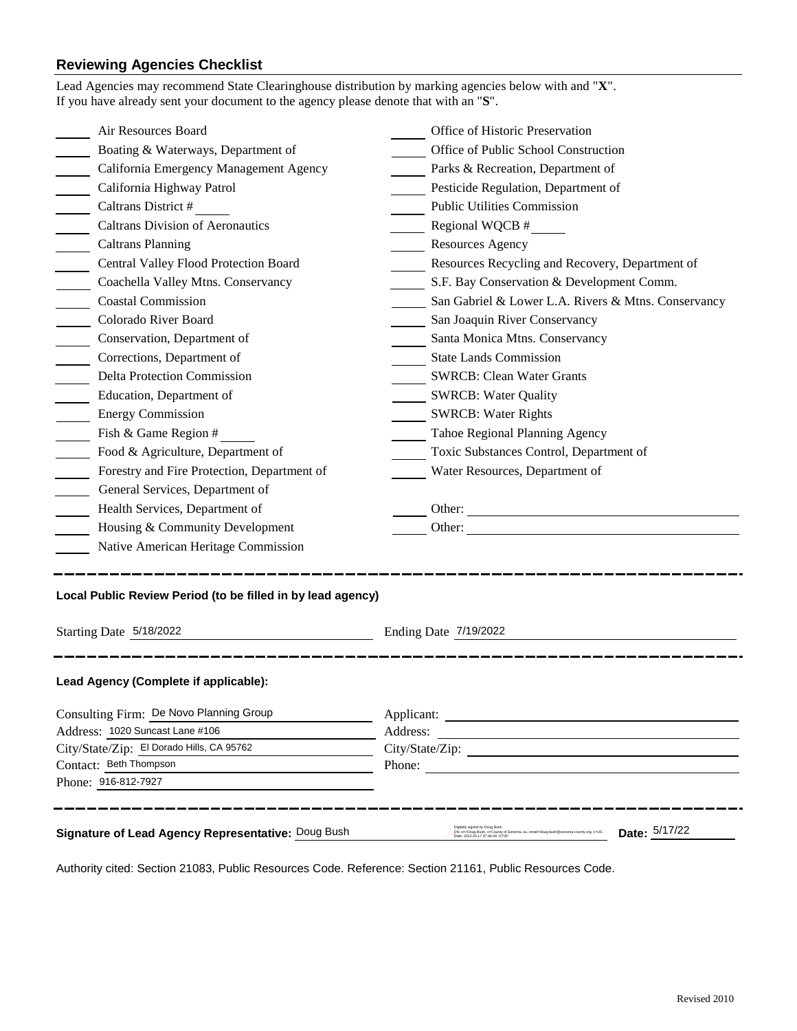## Reviewing Agencies Checklist

Lead Agencies may recommend State Clearinghouse distribution by marking agencies below with and "**X**".
If you have already sent your document to the agency please denote that with an "**S**".

| | | | |
|---|---|---|---|
| ____ | Air Resources Board | ____ | Office of Historic Preservation |
| ____ | Boating & Waterways, Department of | ____ | Office of Public School Construction |
| ____ | California Emergency Management Agency | ____ | Parks & Recreation, Department of |
| ____ | California Highway Patrol | ____ | Pesticide Regulation, Department of |
| ____ | Caltrans District # ____ | ____ | Public Utilities Commission |
| ____ | Caltrans Division of Aeronautics | ____ | Regional WQCB # ____ |
| ____ | Caltrans Planning | ____ | Resources Agency |
| ____ | Central Valley Flood Protection Board | ____ | Resources Recycling and Recovery, Department of |
| ____ | Coachella Valley Mtns. Conservancy | ____ | S.F. Bay Conservation & Development Comm. |
| ____ | Coastal Commission | ____ | San Gabriel & Lower L.A. Rivers & Mtns. Conservancy |
| ____ | Colorado River Board | ____ | San Joaquin River Conservancy |
| ____ | Conservation, Department of | ____ | Santa Monica Mtns. Conservancy |
| ____ | Corrections, Department of | ____ | State Lands Commission |
| ____ | Delta Protection Commission | ____ | SWRCB: Clean Water Grants |
| ____ | Education, Department of | ____ | SWRCB: Water Quality |
| ____ | Energy Commission | ____ | SWRCB: Water Rights |
| ____ | Fish & Game Region # ____ | ____ | Tahoe Regional Planning Agency |
| ____ | Food & Agriculture, Department of | ____ | Toxic Substances Control, Department of |
| ____ | Forestry and Fire Protection, Department of | ____ | Water Resources, Department of |
| ____ | General Services, Department of | | |
| ____ | Health Services, Department of | ____ | Other: ____________ |
| ____ | Housing & Community Development | ____ | Other: ____________ |
| ____ | Native American Heritage Commission | | |

---

**Local Public Review Period (to be filled in by lead agency)**

Starting Date 5/18/2022 Ending Date 7/19/2022

---

**Lead Agency (Complete if applicable):**

| | |
|---|---|
| Consulting Firm: De Novo Planning Group | Applicant: |
| Address: 1020 Suncast Lane #106 | Address: |
| City/State/Zip: El Dorado Hills, CA 95762 | City/State/Zip: |
| Contact: Beth Thompson | Phone: |
| Phone: 916-812-7927 | |

---

**Signature of Lead Agency Representative:** Doug Bush Digitally signed by Doug Bush DN: cn=Doug Bush, o=County of Sonoma, ou, email=doug.bush@sonoma-county.org, c=US Date: 2022.05.17 07:46:49 -07'00' **Date:** 5/17/22

Authority cited: Section 21083, Public Resources Code. Reference: Section 21161, Public Resources Code.

Revised 2010